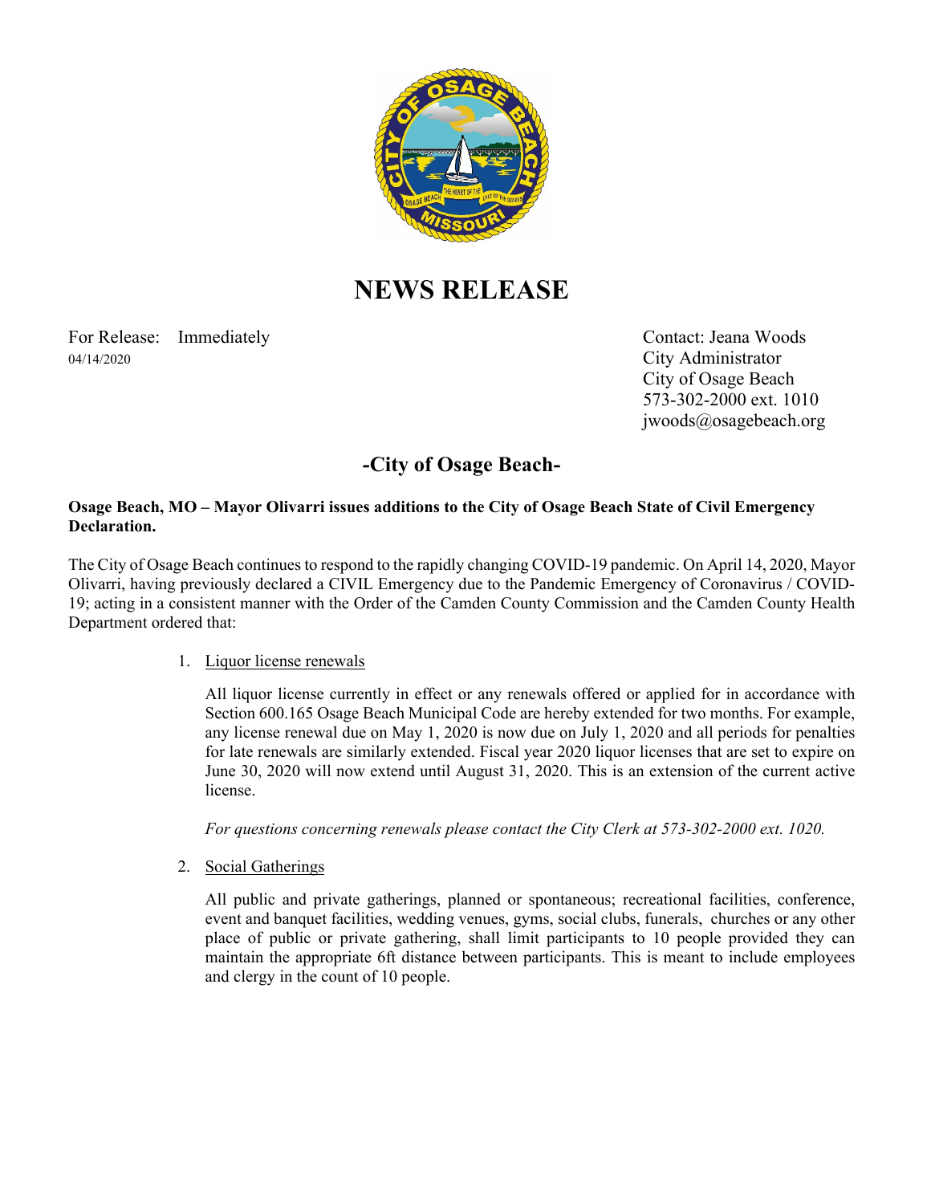# NEWS RELEASE

For Release: Immediately
04/14/2020

Contact: Jeana Woods
City Administrator
City of Osage Beach
573-302-2000 ext. 1010
jwoods@osagebeach.org

## -City of Osage Beach-

**Osage Beach, MO – Mayor Olivarri issues additions to the City of Osage Beach State of Civil Emergency Declaration.**

The City of Osage Beach continues to respond to the rapidly changing COVID-19 pandemic. On April 14, 2020, Mayor Olivarri, having previously declared a CIVIL Emergency due to the Pandemic Emergency of Coronavirus / COVID-19; acting in a consistent manner with the Order of the Camden County Commission and the Camden County Health Department ordered that:

1. Liquor license renewals

   All liquor license currently in effect or any renewals offered or applied for in accordance with Section 600.165 Osage Beach Municipal Code are hereby extended for two months. For example, any license renewal due on May 1, 2020 is now due on July 1, 2020 and all periods for penalties for late renewals are similarly extended. Fiscal year 2020 liquor licenses that are set to expire on June 30, 2020 will now extend until August 31, 2020. This is an extension of the current active license.

   *For questions concerning renewals please contact the City Clerk at 573-302-2000 ext. 1020.*

2. Social Gatherings

   All public and private gatherings, planned or spontaneous; recreational facilities, conference, event and banquet facilities, wedding venues, gyms, social clubs, funerals, churches or any other place of public or private gathering, shall limit participants to 10 people provided they can maintain the appropriate 6ft distance between participants. This is meant to include employees and clergy in the count of 10 people.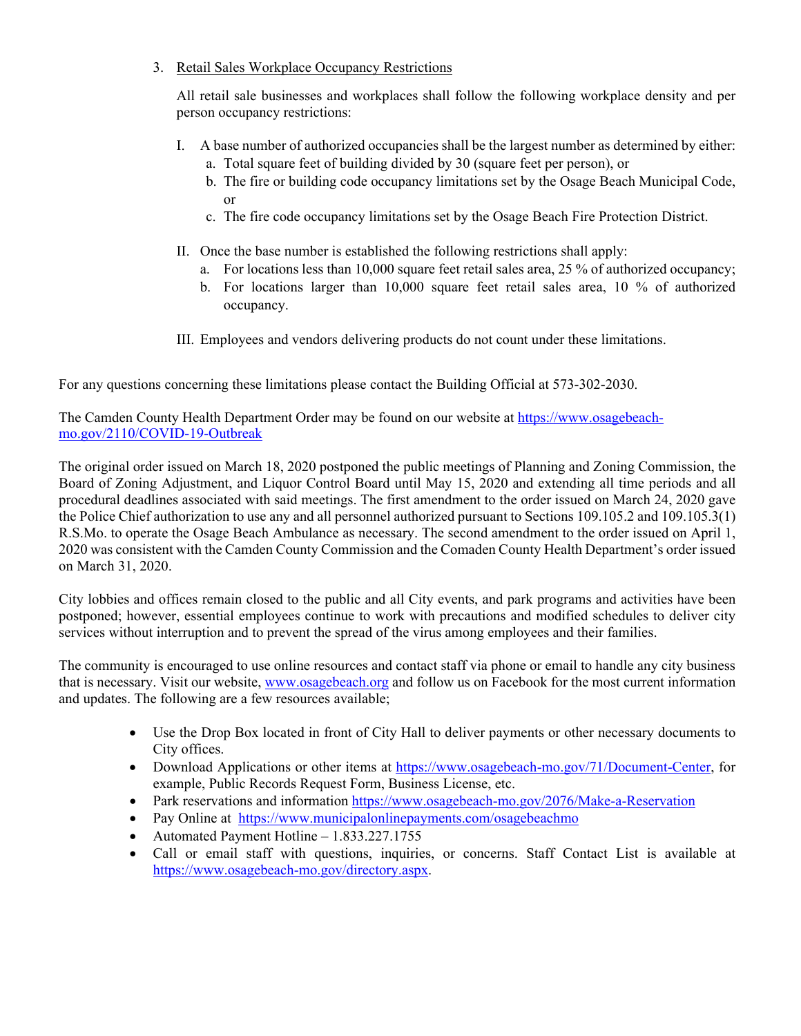3. Retail Sales Workplace Occupancy Restrictions

   All retail sale businesses and workplaces shall follow the following workplace density and per person occupancy restrictions:

   I. A base number of authorized occupancies shall be the largest number as determined by either:
      a. Total square feet of building divided by 30 (square feet per person), or
      b. The fire or building code occupancy limitations set by the Osage Beach Municipal Code, or
      c. The fire code occupancy limitations set by the Osage Beach Fire Protection District.

   II. Once the base number is established the following restrictions shall apply:
      a. For locations less than 10,000 square feet retail sales area, 25 % of authorized occupancy;
      b. For locations larger than 10,000 square feet retail sales area, 10 % of authorized occupancy.

   III. Employees and vendors delivering products do not count under these limitations.

For any questions concerning these limitations please contact the Building Official at 573-302-2030.

The Camden County Health Department Order may be found on our website at https://www.osagebeach-mo.gov/2110/COVID-19-Outbreak

The original order issued on March 18, 2020 postponed the public meetings of Planning and Zoning Commission, the Board of Zoning Adjustment, and Liquor Control Board until May 15, 2020 and extending all time periods and all procedural deadlines associated with said meetings. The first amendment to the order issued on March 24, 2020 gave the Police Chief authorization to use any and all personnel authorized pursuant to Sections 109.105.2 and 109.105.3(1) R.S.Mo. to operate the Osage Beach Ambulance as necessary. The second amendment to the order issued on April 1, 2020 was consistent with the Camden County Commission and the Comaden County Health Department's order issued on March 31, 2020.

City lobbies and offices remain closed to the public and all City events, and park programs and activities have been postponed; however, essential employees continue to work with precautions and modified schedules to deliver city services without interruption and to prevent the spread of the virus among employees and their families.

The community is encouraged to use online resources and contact staff via phone or email to handle any city business that is necessary. Visit our website, www.osagebeach.org and follow us on Facebook for the most current information and updates. The following are a few resources available;

- Use the Drop Box located in front of City Hall to deliver payments or other necessary documents to City offices.
- Download Applications or other items at https://www.osagebeach-mo.gov/71/Document-Center, for example, Public Records Request Form, Business License, etc.
- Park reservations and information https://www.osagebeach-mo.gov/2076/Make-a-Reservation
- Pay Online at https://www.municipalonlinepayments.com/osagebeachmo
- Automated Payment Hotline – 1.833.227.1755
- Call or email staff with questions, inquiries, or concerns. Staff Contact List is available at https://www.osagebeach-mo.gov/directory.aspx.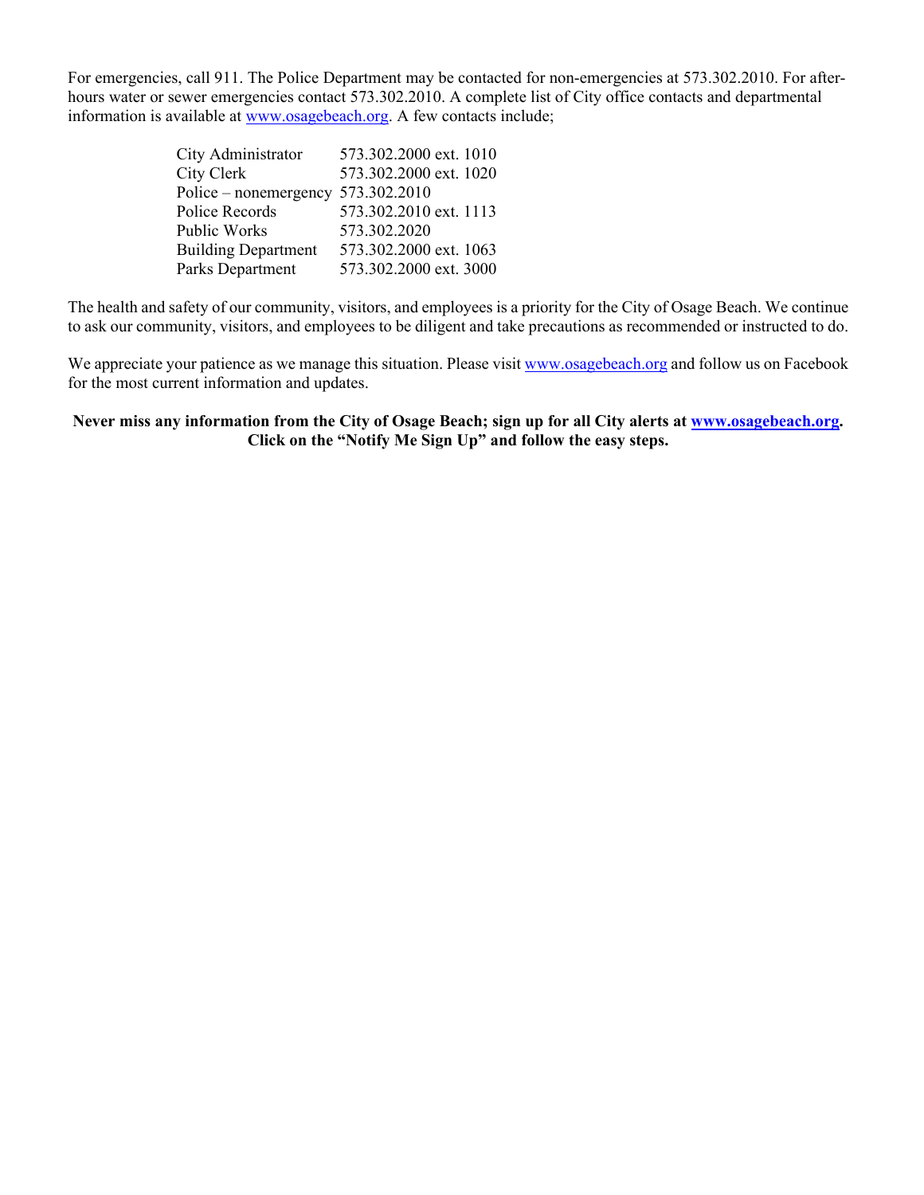For emergencies, call 911. The Police Department may be contacted for non-emergencies at 573.302.2010. For after-hours water or sewer emergencies contact 573.302.2010. A complete list of City office contacts and departmental information is available at [www.osagebeach.org](http://www.osagebeach.org). A few contacts include;

| | |
|---|---|
| City Administrator | 573.302.2000 ext. 1010 |
| City Clerk | 573.302.2000 ext. 1020 |
| Police – nonemergency | 573.302.2010 |
| Police Records | 573.302.2010 ext. 1113 |
| Public Works | 573.302.2020 |
| Building Department | 573.302.2000 ext. 1063 |
| Parks Department | 573.302.2000 ext. 3000 |

The health and safety of our community, visitors, and employees is a priority for the City of Osage Beach. We continue to ask our community, visitors, and employees to be diligent and take precautions as recommended or instructed to do.

We appreciate your patience as we manage this situation. Please visit [www.osagebeach.org](http://www.osagebeach.org) and follow us on Facebook for the most current information and updates.

**Never miss any information from the City of Osage Beach; sign up for all City alerts at [www.osagebeach.org](http://www.osagebeach.org). Click on the "Notify Me Sign Up" and follow the easy steps.**